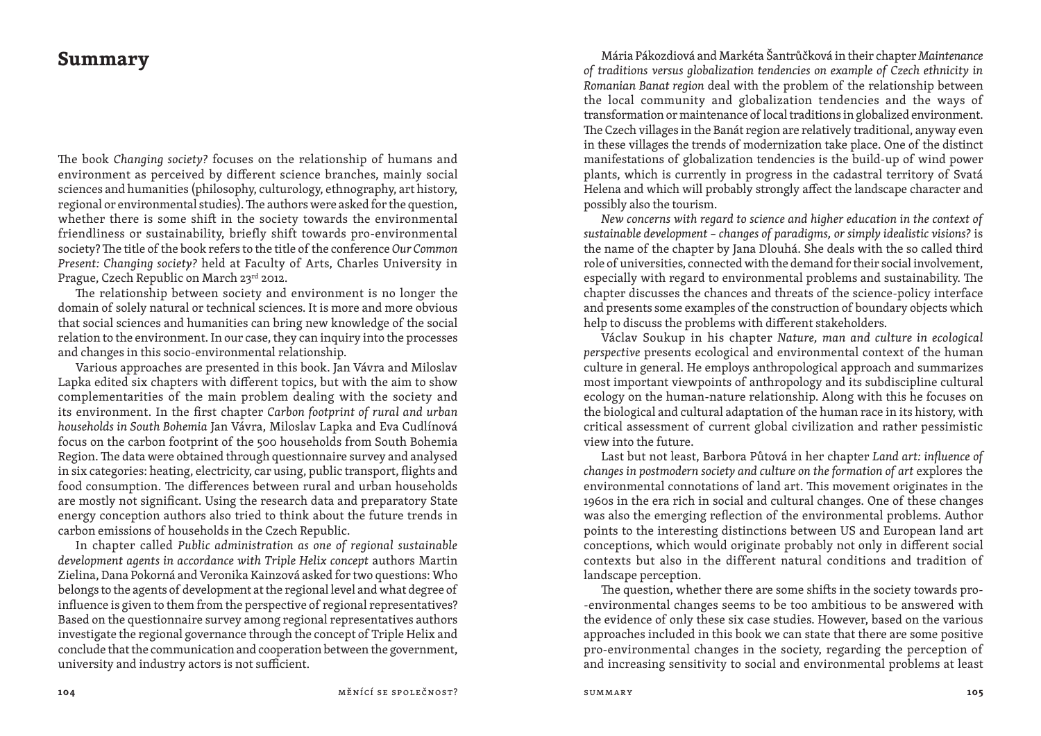# Summary

The book *Changing society?* focuses on the relationship of humans and environment as perceived by different science branches, mainly social sciences and humanities (philosophy, culturology, ethnography, art history, regional or environmental studies). The authors were asked for the question, whether there is some shift in the society towards the environmental friendliness or sustainability, briefly shift towards pro-environmental society? The title of the book refers to the title of the conference *Our Common Present: Changing society?* held at Faculty of Arts, Charles University in Prague, Czech Republic on March 23rd 2012.

The relationship between society and environment is no longer the domain of solely natural or technical sciences. It is more and more obvious that social sciences and humanities can bring new knowledge of the social relation to the environment. In our case, they can inquiry into the processes and changes in this socio-environmental relationship.

Various approaches are presented in this book. Jan Vávra and Miloslav Lapka edited six chapters with different topics, but with the aim to show complementarities of the main problem dealing with the society and its environment. In the first chapter *Carbon footprint of rural and urban households in South Bohemia* Jan Vávra, Miloslav Lapka and Eva Cudlínová focus on the carbon footprint of the 500 households from South Bohemia Region. The data were obtained through questionnaire survey and analysed in six categories: heating, electricity, car using, public transport, flights and food consumption. The differences between rural and urban households are mostly not significant. Using the research data and preparatory State energy conception authors also tried to think about the future trends in carbon emissions of households in the Czech Republic.

In chapter called *Public administration as one of regional sustainable development agents in accordance with Triple Helix concept* authors Martin Zielina, Dana Pokorná and Veronika Kainzová asked for two questions: Who belongs to the agents of development at the regional level and what degree of influence is given to them from the perspective of regional representatives? Based on the questionnaire survey among regional representatives authors investigate the regional governance through the concept of Triple Helix and conclude that the communication and cooperation between the government, university and industry actors is not sufficient.

Mária Pákozdiová and Markéta Šantrůčková in their chapter *Maintenance of traditions versus globalization tendencies on example of Czech ethnicity in Romanian Banat region* deal with the problem of the relationship between the local community and globalization tendencies and the ways of transformation or maintenance of local traditions in globalized environment. The Czech villages in the Banát region are relatively traditional, anyway even in these villages the trends of modernization take place. One of the distinct manifestations of globalization tendencies is the build-up of wind power plants, which is currently in progress in the cadastral territory of Svatá Helena and which will probably strongly affect the landscape character and possibly also the tourism.

*New concerns with regard to science and higher education in the context of sustainable development – changes of paradigms, or simply idealistic visions?* is the name of the chapter by Jana Dlouhá. She deals with the so called third role of universities, connected with the demand for their social involvement, especially with regard to environmental problems and sustainability. The chapter discusses the chances and threats of the science-policy interface and presents some examples of the construction of boundary objects which help to discuss the problems with different stakeholders.

Václav Soukup in his chapter *Nature, man and culture in ecological perspective* presents ecological and environmental context of the human culture in general. He employs anthropological approach and summarizes most important viewpoints of anthropology and its subdiscipline cultural ecology on the human-nature relationship. Along with this he focuses on the biological and cultural adaptation of the human race in its history, with critical assessment of current global civilization and rather pessimistic view into the future.

Last but not least, Barbora Půtová in her chapter *Land art: influence of changes in postmodern society and culture on the formation of art* explores the environmental connotations of land art. This movement originates in the 1960s in the era rich in social and cultural changes. One of these changes was also the emerging reflection of the environmental problems. Author points to the interesting distinctions between US and European land art conceptions, which would originate probably not only in different social contexts but also in the different natural conditions and tradition of landscape perception.

The question, whether there are some shifts in the society towards pro--environmental changes seems to be too ambitious to be answered with the evidence of only these six case studies. However, based on the various approaches included in this book we can state that there are some positive pro-environmental changes in the society, regarding the perception of and increasing sensitivity to social and environmental problems at least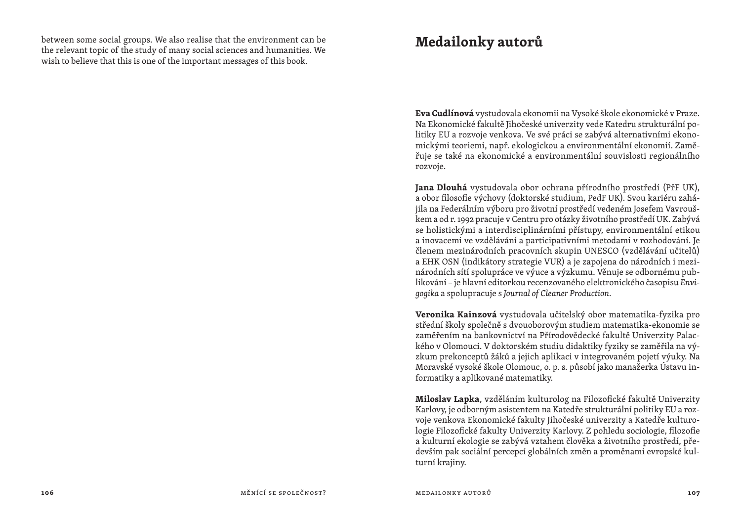between some social groups. We also realise that the environment can be the relevant topic of the study of many social sciences and humanities. We wish to believe that this is one of the important messages of this book.

# Medailonky autorů

**Eva Cudlínová** vystudovala ekonomii na Vysoké škole ekonomické v Praze. Na Ekonomické fakultě Jihočeské univerzity vede Katedru strukturální politiky EU a rozvoje venkova. Ve své práci se zabývá alternativními ekonomickými teoriemi, např. ekologickou a environmentální ekonomií. Zaměřuje se také na ekonomické a environmentální souvislosti regionálního rozvoje.

**Jana Dlouhá** vystudovala obor ochrana přírodního prostředí (PřF UK), a obor filosofie výchovy (doktorské studium, PedF UK). Svou kariéru zahájila na Federálním výboru pro životní prostředí vedeném Josefem Vavrouškem a od r. 1992 pracuje v Centru pro otázky životního prostředí UK. Zabývá se holistickými a interdisciplinárními přístupy, environmentální etikou a inovacemi ve vzdělávání a participativními metodami v rozhodování. Je členem mezinárodních pracovních skupin UNESCO (vzdělávání učitelů) a EHK OSN (indikátory strategie VUR) a je zapojena do národních i mezinárodních sítí spolupráce ve výuce a výzkumu. Věnuje se odbornému publikování – je hlavní editorkou recenzovaného elektronického časopisu *Envigogika* a spolupracuje s *Journal of Cleaner Production*.

**Veronika Kainzová** vystudovala učitelský obor matematika-fyzika pro střední školy společně s dvouoborovým studiem matematika-ekonomie se zaměřením na bankovnictví na Přírodovědecké fakultě Univerzity Palackého v Olomouci. V doktorském studiu didaktiky fyziky se zaměřila na výzkum prekonceptů žáků a jejich aplikaci v integrovaném pojetí výuky. Na Moravské vysoké škole Olomouc, o. p. s. působí jako manažerka Ústavu informatiky a aplikované matematiky.

**Miloslav Lapka**, vzděláním kulturolog na Filozofické fakultě Univerzity Karlovy, je odborným asistentem na Katedře strukturální politiky EU a rozvoje venkova Ekonomické fakulty Jihočeské univerzity a Katedře kulturologie Filozofické fakulty Univerzity Karlovy. Z pohledu sociologie, filozofie a kulturní ekologie se zabývá vztahem člověka a životního prostředí, především pak sociální percepcí globálních změn a proměnami evropské kulturní krajiny.